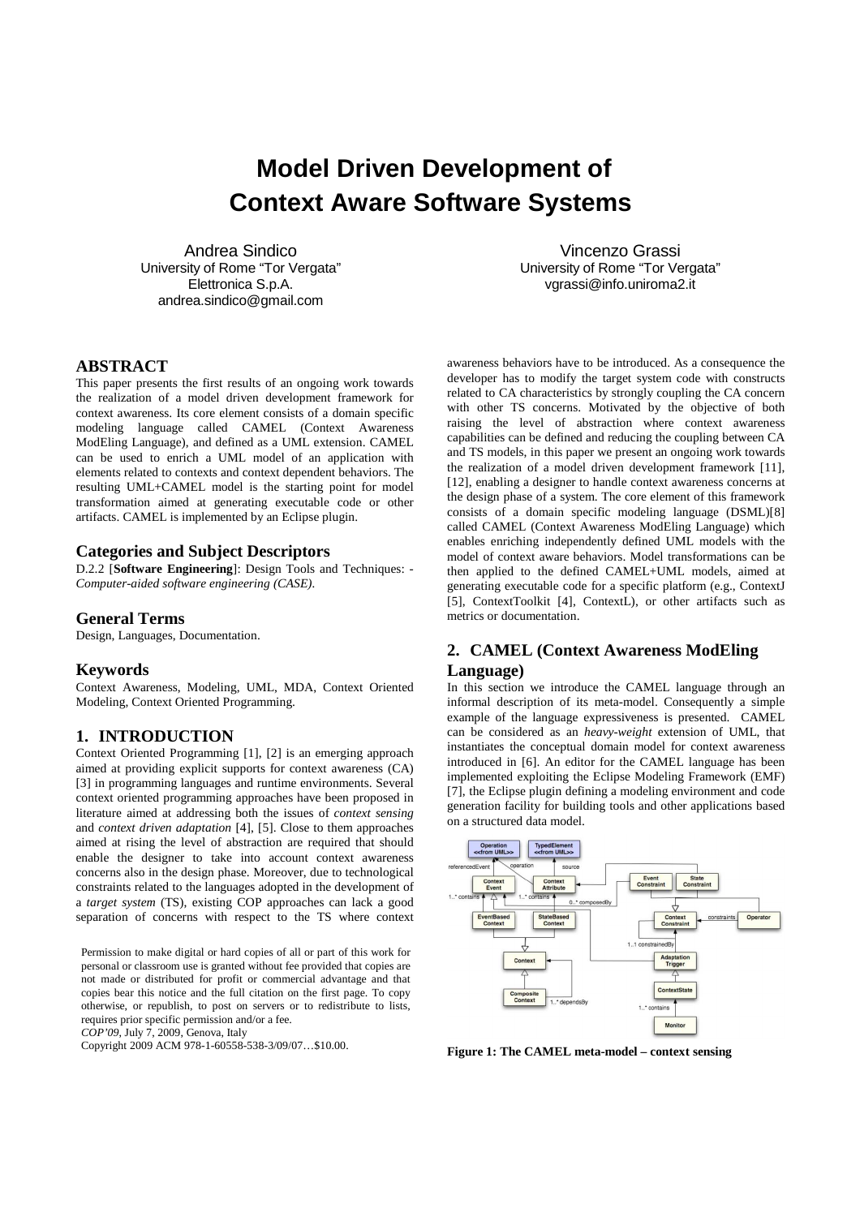# Model Driven Development of Context Aware Software Systems

Andrea Sindico
University of Rome "Tor Vergata"
Elettronica S.p.A.
andrea.sindico@gmail.com

Vincenzo Grassi
University of Rome "Tor Vergata"
vgrassi@info.uniroma2.it

## ABSTRACT

This paper presents the first results of an ongoing work towards the realization of a model driven development framework for context awareness. Its core element consists of a domain specific modeling language called CAMEL (Context Awareness ModEling Language), and defined as a UML extension. CAMEL can be used to enrich a UML model of an application with elements related to contexts and context dependent behaviors. The resulting UML+CAMEL model is the starting point for model transformation aimed at generating executable code or other artifacts. CAMEL is implemented by an Eclipse plugin.

### Categories and Subject Descriptors

D.2.2 [**Software Engineering**]: Design Tools and Techniques: - *Computer-aided software engineering (CASE).*

### General Terms

Design, Languages, Documentation.

### Keywords

Context Awareness, Modeling, UML, MDA, Context Oriented Modeling, Context Oriented Programming.

## 1. INTRODUCTION

Context Oriented Programming [1], [2] is an emerging approach aimed at providing explicit supports for context awareness (CA) [3] in programming languages and runtime environments. Several context oriented programming approaches have been proposed in literature aimed at addressing both the issues of *context sensing* and *context driven adaptation* [4], [5]. Close to them approaches aimed at rising the level of abstraction are required that should enable the designer to take into account context awareness concerns also in the design phase. Moreover, due to technological constraints related to the languages adopted in the development of a *target system* (TS), existing COP approaches can lack a good separation of concerns with respect to the TS where context awareness behaviors have to be introduced. As a consequence the developer has to modify the target system code with constructs related to CA characteristics by strongly coupling the CA concern with other TS concerns. Motivated by the objective of both raising the level of abstraction where context awareness capabilities can be defined and reducing the coupling between CA and TS models, in this paper we present an ongoing work towards the realization of a model driven development framework [11], [12], enabling a designer to handle context awareness concerns at the design phase of a system. The core element of this framework consists of a domain specific modeling language (DSML)[8] called CAMEL (Context Awareness ModEling Language) which enables enriching independently defined UML models with the model of context aware behaviors. Model transformations can be then applied to the defined CAMEL+UML models, aimed at generating executable code for a specific platform (e.g., ContextJ [5], ContextToolkit [4], ContextL), or other artifacts such as metrics or documentation.

Permission to make digital or hard copies of all or part of this work for personal or classroom use is granted without fee provided that copies are not made or distributed for profit or commercial advantage and that copies bear this notice and the full citation on the first page. To copy otherwise, or republish, to post on servers or to redistribute to lists, requires prior specific permission and/or a fee.
*COP'09*, July 7, 2009, Genova, Italy
Copyright 2009 ACM 978-1-60558-538-3/09/07…$10.00.

## 2. CAMEL (Context Awareness ModEling Language)

In this section we introduce the CAMEL language through an informal description of its meta-model. Consequently a simple example of the language expressiveness is presented. CAMEL can be considered as an *heavy-weight* extension of UML, that instantiates the conceptual domain model for context awareness introduced in [6]. An editor for the CAMEL language has been implemented exploiting the Eclipse Modeling Framework (EMF) [7], the Eclipse plugin defining a modeling environment and code generation facility for building tools and other applications based on a structured data model.

Operation <<from UML>>
TypedElement <<from UML>>
referencedEvent
operation
source
Context Event
Context Attribute
Event Constraint
State Constraint
1..* contains
1..* contains
0..* composedBy
EventBased Context
StateBased Context
Context Constraint
constraints
Operator
1..1 constrainedBy
Context
Adaptation Trigger
ContextState
Composite Context
1..* dependsBy
1..* contains
Monitor

**Figure 1: The CAMEL meta-model – context sensing**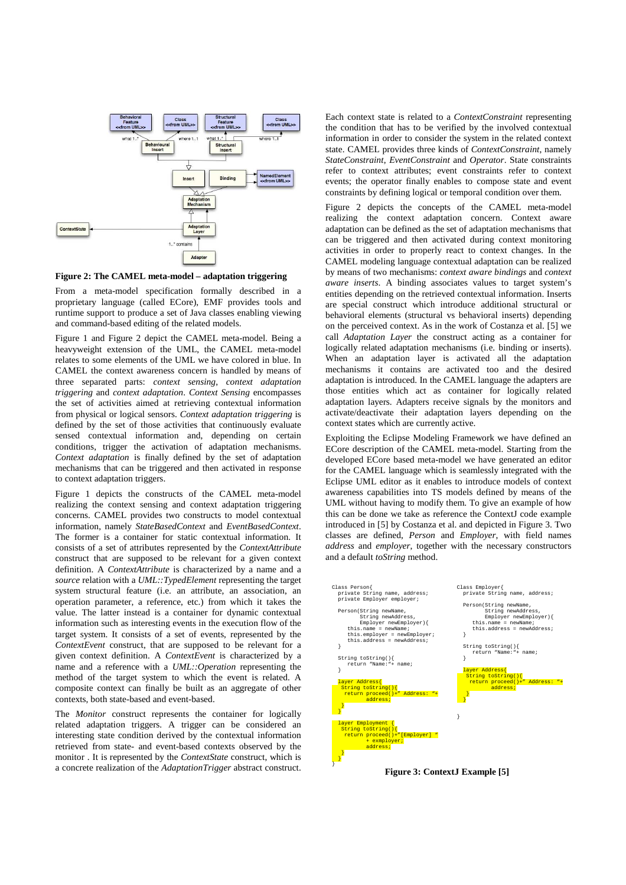**Figure 2: The CAMEL meta-model – adaptation triggering**

From a meta-model specification formally described in a proprietary language (called ECore), EMF provides tools and runtime support to produce a set of Java classes enabling viewing and command-based editing of the related models.

Figure 1 and Figure 2 depict the CAMEL meta-model. Being a heavyweight extension of the UML, the CAMEL meta-model relates to some elements of the UML we have colored in blue. In CAMEL the context awareness concern is handled by means of three separated parts: *context sensing*, *context adaptation triggering* and *context adaptation*. *Context Sensing* encompasses the set of activities aimed at retrieving contextual information from physical or logical sensors. *Context adaptation triggering* is defined by the set of those activities that continuously evaluate sensed contextual information and, depending on certain conditions, trigger the activation of adaptation mechanisms. *Context adaptation* is finally defined by the set of adaptation mechanisms that can be triggered and then activated in response to context adaptation triggers.

Figure 1 depicts the constructs of the CAMEL meta-model realizing the context sensing and context adaptation triggering concerns. CAMEL provides two constructs to model contextual information, namely *StateBasedContext* and *EventBasedContext*. The former is a container for static contextual information. It consists of a set of attributes represented by the *ContextAttribute* construct that are supposed to be relevant for a given context definition. A *ContextAttribute* is characterized by a name and a *source* relation with a *UML::TypedElement* representing the target system structural feature (i.e. an attribute, an association, an operation parameter, a reference, etc.) from which it takes the value. The latter instead is a container for dynamic contextual information such as interesting events in the execution flow of the target system. It consists of a set of events, represented by the *ContextEvent* construct, that are supposed to be relevant for a given context definition. A *ContextEvent* is characterized by a name and a reference with a *UML::Operation* representing the method of the target system to which the event is related. A composite context can finally be built as an aggregate of other contexts, both state-based and event-based.

The *Monitor* construct represents the container for logically related adaptation triggers. A trigger can be considered an interesting state condition derived by the contextual information retrieved from state- and event-based contexts observed by the monitor . It is represented by the *ContextState* construct, which is a concrete realization of the *AdaptationTrigger* abstract construct.

Each context state is related to a *ContextConstraint* representing the condition that has to be verified by the involved contextual information in order to consider the system in the related context state. CAMEL provides three kinds of *ContextConstraint*, namely *StateConstraint*, *EventConstraint* and *Operator*. State constraints refer to context attributes; event constraints refer to context events; the operator finally enables to compose state and event constraints by defining logical or temporal condition over them.

Figure 2 depicts the concepts of the CAMEL meta-model realizing the context adaptation concern. Context aware adaptation can be defined as the set of adaptation mechanisms that can be triggered and then activated during context monitoring activities in order to properly react to context changes. In the CAMEL modeling language contextual adaptation can be realized by means of two mechanisms: *context aware bindings* and *context aware inserts*. A binding associates values to target system's entities depending on the retrieved contextual information. Inserts are special construct which introduce additional structural or behavioral elements (structural vs behavioral inserts) depending on the perceived context. As in the work of Costanza et al. [5] we call *Adaptation Layer* the construct acting as a container for logically related adaptation mechanisms (i.e. binding or inserts). When an adaptation layer is activated all the adaptation mechanisms it contains are activated too and the desired adaptation is introduced. In the CAMEL language the adapters are those entities which act as container for logically related adaptation layers. Adapters receive signals by the monitors and activate/deactivate their adaptation layers depending on the context states which are currently active.

Exploiting the Eclipse Modeling Framework we have defined an ECore description of the CAMEL meta-model. Starting from the developed ECore based meta-model we have generated an editor for the CAMEL language which is seamlessly integrated with the Eclipse UML editor as it enables to introduce models of context awareness capabilities into TS models defined by means of the UML without having to modify them. To give an example of how this can be done we take as reference the ContextJ code example introduced in [5] by Costanza et al. and depicted in Figure 3. Two classes are defined, *Person* and *Employer*, with field names *address* and *employer*, together with the necessary constructors and a default *toString* method.

```
Class Person{
  private String name, address;
  private Employer employer;

  Person(String newName,
         String newAddress,
         Employer newEmployer){
     this.name = newName;
     this.employer = newEmployer;
     this.address = newAddress;
  }

  String toString(){
     return "Name:"+ name;
  }

  layer Address{
   String toString(){
    return proceed()+" Address: "+
          address;
   }
  }

  layer Employment {
   String toString(){
    return proceed()+"[Employer] "
          + exmployer;
          address;
   }
  }
}
```

```
Class Employer{
  private String name, address;

  Person(String newName,
         String newAddress,
         Employer newEmployer){
     this.name = newName;
     this.address = newAddress;
  }

  String toString(){
     return "Name:"+ name;
  }

  layer Address{
   String toString(){
    return proceed()+" Address: "+
          address;
   }
  }

}
```

**Figure 3: ContextJ Example [5]**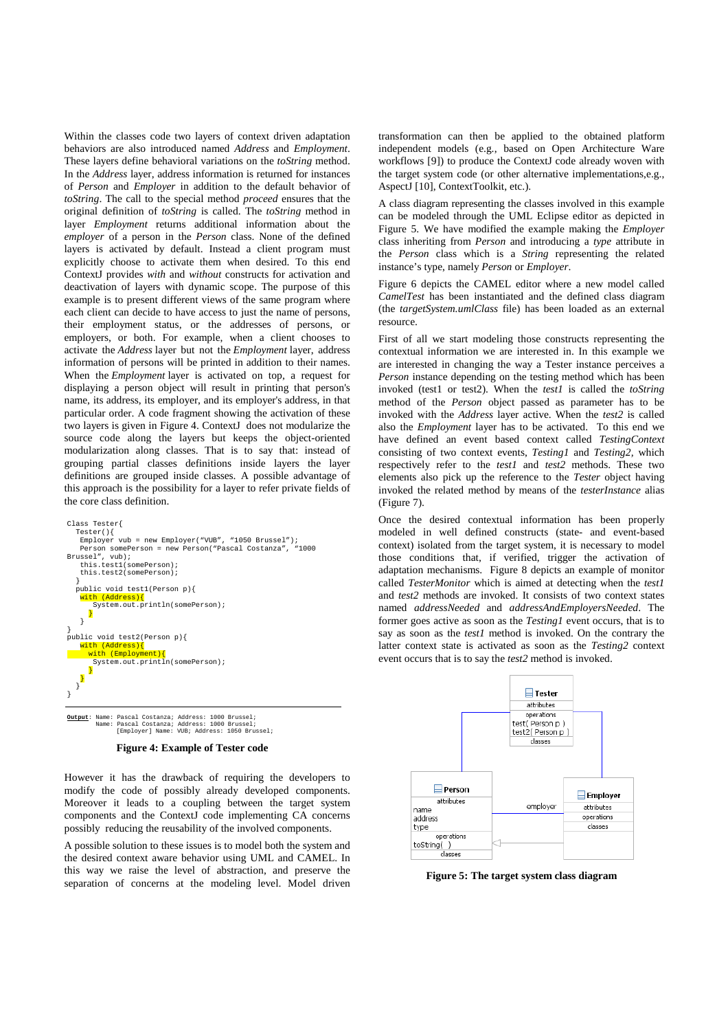Within the classes code two layers of context driven adaptation behaviors are also introduced named *Address* and *Employment*. These layers define behavioral variations on the *toString* method. In the *Address* layer, address information is returned for instances of *Person* and *Employer* in addition to the default behavior of *toString*. The call to the special method *proceed* ensures that the original definition of *toString* is called. The *toString* method in layer *Employment* returns additional information about the *employer* of a person in the *Person* class. None of the defined layers is activated by default. Instead a client program must explicitly choose to activate them when desired. To this end ContextJ provides *with* and *without* constructs for activation and deactivation of layers with dynamic scope. The purpose of this example is to present different views of the same program where each client can decide to have access to just the name of persons, their employment status, or the addresses of persons, or employers, or both. For example, when a client chooses to activate the *Address* layer but not the *Employment* layer, address information of persons will be printed in addition to their names. When the *Employment* layer is activated on top, a request for displaying a person object will result in printing that person's name, its address, its employer, and its employer's address, in that particular order. A code fragment showing the activation of these two layers is given in Figure 4. ContextJ does not modularize the source code along the layers but keeps the object-oriented modularization along classes. That is to say that: instead of grouping partial classes definitions inside layers the layer definitions are grouped inside classes. A possible advantage of this approach is the possibility for a layer to refer private fields of the core class definition.

```
Class Tester{
  Tester(){
   Employer vub = new Employer("VUB", "1050 Brussel");
   Person somePerson = new Person("Pascal Costanza", "1000
Brussel", vub);
   this.test1(somePerson);
   this.test2(somePerson);
  }
  public void test1(Person p){
   with (Address){
      System.out.println(somePerson);
     }
   }
}
public void test2(Person p){
   with (Address){
    with (Employment){
      System.out.println(somePerson);
     }
   }
  }
}
```

```
Output: Name: Pascal Costanza; Address: 1000 Brussel;
        Name: Pascal Costanza; Address: 1000 Brussel;
              [Employer] Name: VUB; Address: 1050 Brussel;
```

**Figure 4: Example of Tester code**

However it has the drawback of requiring the developers to modify the code of possibly already developed components. Moreover it leads to a coupling between the target system components and the ContextJ code implementing CA concerns possibly reducing the reusability of the involved components.

A possible solution to these issues is to model both the system and the desired context aware behavior using UML and CAMEL. In this way we raise the level of abstraction, and preserve the separation of concerns at the modeling level. Model driven transformation can then be applied to the obtained platform independent models (e.g., based on Open Architecture Ware workflows [9]) to produce the ContextJ code already woven with the target system code (or other alternative implementations,e.g., AspectJ [10], ContextToolkit, etc.).

A class diagram representing the classes involved in this example can be modeled through the UML Eclipse editor as depicted in Figure 5. We have modified the example making the *Employer* class inheriting from *Person* and introducing a *type* attribute in the *Person* class which is a *String* representing the related instance's type, namely *Person* or *Employer*.

Figure 6 depicts the CAMEL editor where a new model called *CamelTest* has been instantiated and the defined class diagram (the *targetSystem.umlClass* file) has been loaded as an external resource.

First of all we start modeling those constructs representing the contextual information we are interested in. In this example we are interested in changing the way a Tester instance perceives a *Person* instance depending on the testing method which has been invoked (test1 or test2). When the *test1* is called the *toString* method of the *Person* object passed as parameter has to be invoked with the *Address* layer active. When the *test2* is called also the *Employment* layer has to be activated. To this end we have defined an event based context called *TestingContext* consisting of two context events, *Testing1* and *Testing2,* which respectively refer to the *test1* and *test2* methods. These two elements also pick up the reference to the *Tester* object having invoked the related method by means of the *testerInstance* alias (Figure 7).

Once the desired contextual information has been properly modeled in well defined constructs (state- and event-based context) isolated from the target system, it is necessary to model those conditions that, if verified, trigger the activation of adaptation mechanisms. Figure 8 depicts an example of monitor called *TesterMonitor* which is aimed at detecting when the *test1* and *test2* methods are invoked. It consists of two context states named *addressNeeded* and *addressAndEmployersNeeded*. The former goes active as soon as the *Testing1* event occurs, that is to say as soon as the *test1* method is invoked. On the contrary the latter context state is activated as soon as the *Testing2* context event occurs that is to say the *test2* method is invoked.

**Figure 5: The target system class diagram**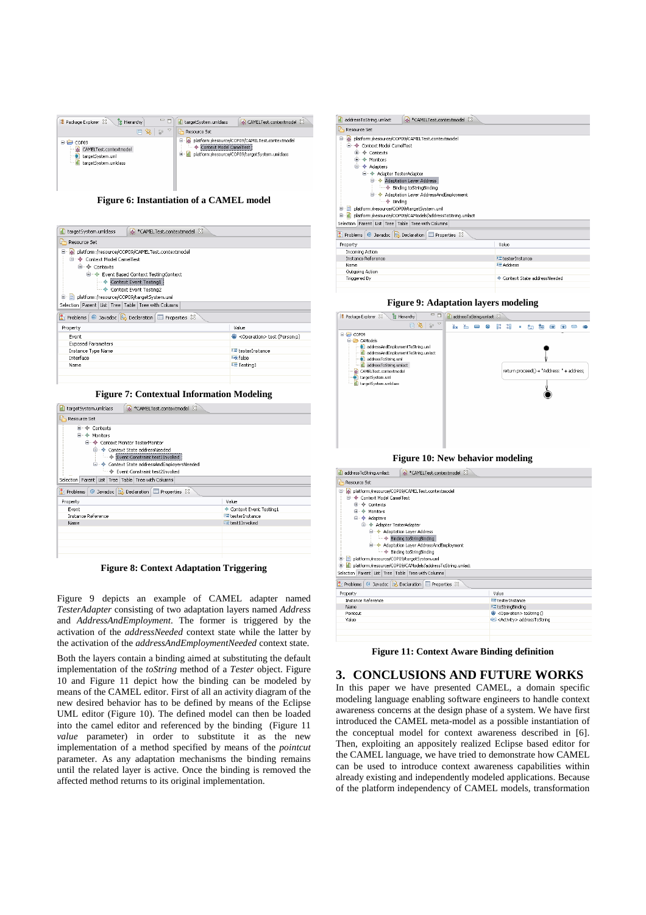Figure 6: Instantiation of a CAMEL model

Figure 7: Contextual Information Modeling

Figure 8: Context Adaptation Triggering

Figure 9 depicts an example of CAMEL adapter named *TesterAdapter* consisting of two adaptation layers named *Address* and *AddressAndEmployment*. The former is triggered by the activation of the *addressNeeded* context state while the latter by the activation of the *addressAndEmploymentNeeded* context state.

Both the layers contain a binding aimed at substituting the default implementation of the *toString* method of a *Tester* object. Figure 10 and Figure 11 depict how the binding can be modeled by means of the CAMEL editor. First of all an activity diagram of the new desired behavior has to be defined by means of the Eclipse UML editor (Figure 10). The defined model can then be loaded into the camel editor and referenced by the binding (Figure 11 *value* parameter) in order to substitute it as the new implementation of a method specified by means of the *pointcut* parameter. As any adaptation mechanisms the binding remains until the related layer is active. Once the binding is removed the affected method returns to its original implementation.

Figure 9: Adaptation layers modeling

Figure 10: New behavior modeling

Figure 11: Context Aware Binding definition

## 3. CONCLUSIONS AND FUTURE WORKS

In this paper we have presented CAMEL, a domain specific modeling language enabling software engineers to handle context awareness concerns at the design phase of a system. We have first introduced the CAMEL meta-model as a possible instantiation of the conceptual model for context awareness described in [6]. Then, exploiting an appositely realized Eclipse based editor for the CAMEL language, we have tried to demonstrate how CAMEL can be used to introduce context awareness capabilities within already existing and independently modeled applications. Because of the platform independency of CAMEL models, transformation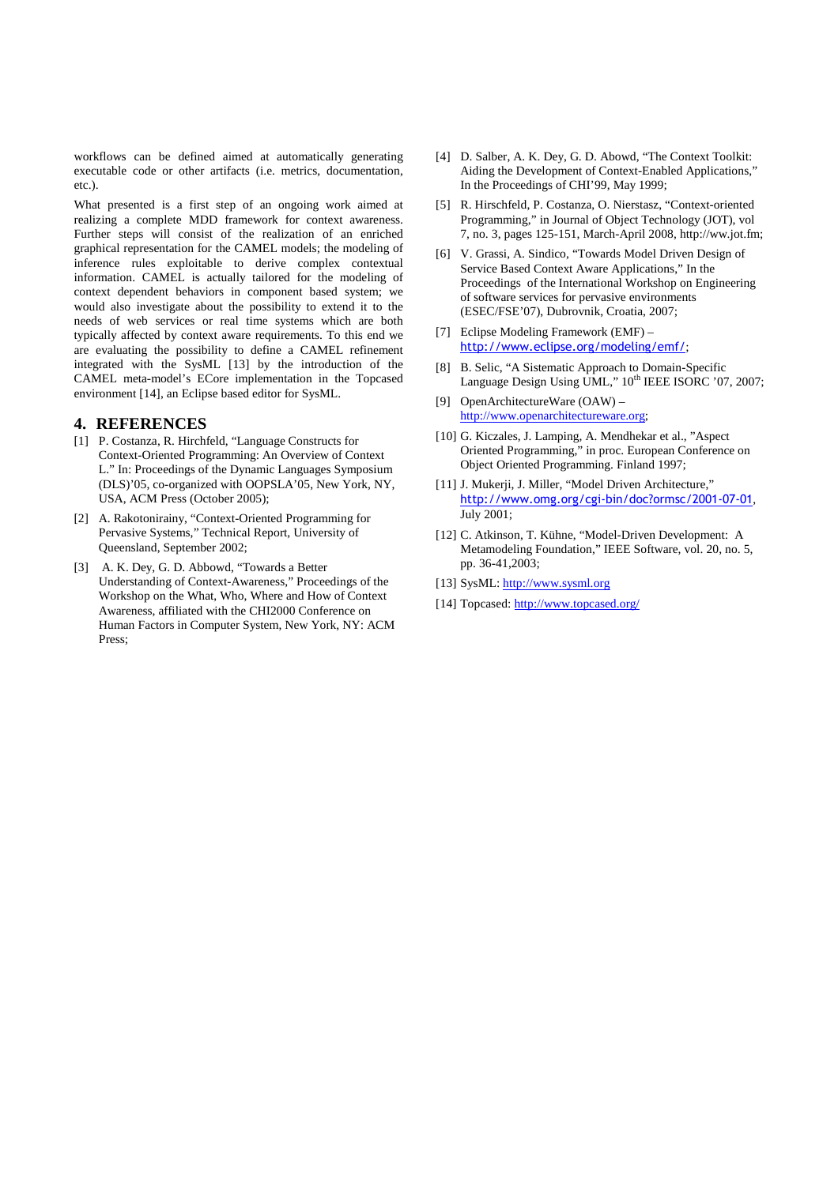workflows can be defined aimed at automatically generating executable code or other artifacts (i.e. metrics, documentation, etc.).

What presented is a first step of an ongoing work aimed at realizing a complete MDD framework for context awareness. Further steps will consist of the realization of an enriched graphical representation for the CAMEL models; the modeling of inference rules exploitable to derive complex contextual information. CAMEL is actually tailored for the modeling of context dependent behaviors in component based system; we would also investigate about the possibility to extend it to the needs of web services or real time systems which are both typically affected by context aware requirements. To this end we are evaluating the possibility to define a CAMEL refinement integrated with the SysML [13] by the introduction of the CAMEL meta-model's ECore implementation in the Topcased environment [14], an Eclipse based editor for SysML.

## 4. REFERENCES

[1] P. Costanza, R. Hirchfeld, "Language Constructs for Context-Oriented Programming: An Overview of Context L." In: Proceedings of the Dynamic Languages Symposium (DLS)'05, co-organized with OOPSLA'05, New York, NY, USA, ACM Press (October 2005);

[2] A. Rakotonirainy, "Context-Oriented Programming for Pervasive Systems," Technical Report, University of Queensland, September 2002;

[3] A. K. Dey, G. D. Abbowd, "Towards a Better Understanding of Context-Awareness," Proceedings of the Workshop on the What, Who, Where and How of Context Awareness, affiliated with the CHI2000 Conference on Human Factors in Computer System, New York, NY: ACM Press;

[4] D. Salber, A. K. Dey, G. D. Abowd, "The Context Toolkit: Aiding the Development of Context-Enabled Applications," In the Proceedings of CHI'99, May 1999;

[5] R. Hirschfeld, P. Costanza, O. Nierstasz, "Context-oriented Programming," in Journal of Object Technology (JOT), vol 7, no. 3, pages 125-151, March-April 2008, http://ww.jot.fm;

[6] V. Grassi, A. Sindico, "Towards Model Driven Design of Service Based Context Aware Applications," In the Proceedings of the International Workshop on Engineering of software services for pervasive environments (ESEC/FSE'07), Dubrovnik, Croatia, 2007;

[7] Eclipse Modeling Framework (EMF) – http://www.eclipse.org/modeling/emf/;

[8] B. Selic, "A Sistematic Approach to Domain-Specific Language Design Using UML," 10th IEEE ISORC '07, 2007;

[9] OpenArchitectureWare (OAW) – http://www.openarchitectureware.org;

[10] G. Kiczales, J. Lamping, A. Mendhekar et al., "Aspect Oriented Programming," in proc. European Conference on Object Oriented Programming. Finland 1997;

[11] J. Mukerji, J. Miller, "Model Driven Architecture," http://www.omg.org/cgi-bin/doc?ormsc/2001-07-01, July 2001;

[12] C. Atkinson, T. Kühne, "Model-Driven Development: A Metamodeling Foundation," IEEE Software, vol. 20, no. 5, pp. 36-41,2003;

[13] SysML: http://www.sysml.org

[14] Topcased: http://www.topcased.org/